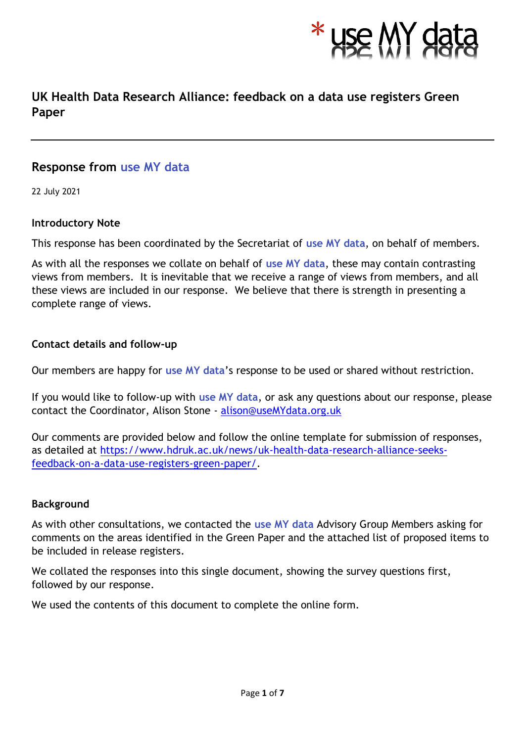\* use MY data

# UK Health Data Research Alliance: feedback on a data use registers Green Paper

---

## Response from use MY data

22 July 2021

### Introductory Note

This response has been coordinated by the Secretariat of **use MY data**, on behalf of members.

As with all the responses we collate on behalf of **use MY data**, these may contain contrasting views from members. It is inevitable that we receive a range of views from members, and all these views are included in our response. We believe that there is strength in presenting a complete range of views.

### Contact details and follow-up

Our members are happy for **use MY data**'s response to be used or shared without restriction.

If you would like to follow-up with **use MY data**, or ask any questions about our response, please contact the Coordinator, Alison Stone - [alison@useMYdata.org.uk](mailto:alison@useMYdata.org.uk)

Our comments are provided below and follow the online template for submission of responses, as detailed at [https://www.hdruk.ac.uk/news/uk-health-data-research-alliance-seeks-feedback-on-a-data-use-registers-green-paper/](https://www.hdruk.ac.uk/news/uk-health-data-research-alliance-seeks-feedback-on-a-data-use-registers-green-paper/).

### Background

As with other consultations, we contacted the **use MY data** Advisory Group Members asking for comments on the areas identified in the Green Paper and the attached list of proposed items to be included in release registers.

We collated the responses into this single document, showing the survey questions first, followed by our response.

We used the contents of this document to complete the online form.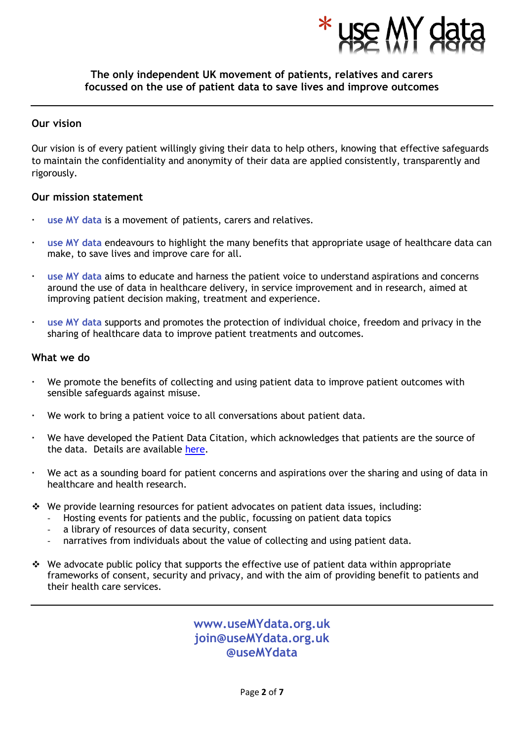\* use MY data

**The only independent UK movement of patients, relatives and carers focussed on the use of patient data to save lives and improve outcomes**

---

## Our vision

Our vision is of every patient willingly giving their data to help others, knowing that effective safeguards to maintain the confidentiality and anonymity of their data are applied consistently, transparently and rigorously.

## Our mission statement

- **use MY data** is a movement of patients, carers and relatives.
- **use MY data** endeavours to highlight the many benefits that appropriate usage of healthcare data can make, to save lives and improve care for all.
- **use MY data** aims to educate and harness the patient voice to understand aspirations and concerns around the use of data in healthcare delivery, in service improvement and in research, aimed at improving patient decision making, treatment and experience.
- **use MY data** supports and promotes the protection of individual choice, freedom and privacy in the sharing of healthcare data to improve patient treatments and outcomes.

## What we do

- We promote the benefits of collecting and using patient data to improve patient outcomes with sensible safeguards against misuse.
- We work to bring a patient voice to all conversations about patient data.
- We have developed the Patient Data Citation, which acknowledges that patients are the source of the data. Details are available here.
- We act as a sounding board for patient concerns and aspirations over the sharing and using of data in healthcare and health research.
- We provide learning resources for patient advocates on patient data issues, including:
  - Hosting events for patients and the public, focussing on patient data topics
  - a library of resources of data security, consent
  - narratives from individuals about the value of collecting and using patient data.
- We advocate public policy that supports the effective use of patient data within appropriate frameworks of consent, security and privacy, and with the aim of providing benefit to patients and their health care services.

---

**www.useMYdata.org.uk**
**join@useMYdata.org.uk**
**@useMYdata**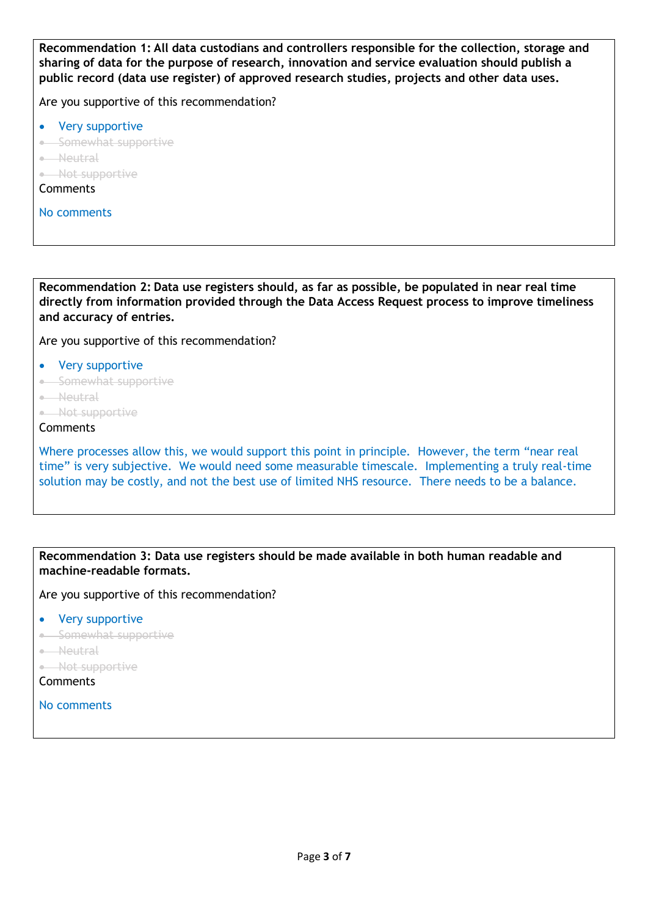**Recommendation 1: All data custodians and controllers responsible for the collection, storage and sharing of data for the purpose of research, innovation and service evaluation should publish a public record (data use register) of approved research studies, projects and other data uses.**

Are you supportive of this recommendation?

- Very supportive
- ~~Somewhat supportive~~
- ~~Neutral~~
- ~~Not supportive~~

Comments

No comments

**Recommendation 2: Data use registers should, as far as possible, be populated in near real time directly from information provided through the Data Access Request process to improve timeliness and accuracy of entries.**

Are you supportive of this recommendation?

- Very supportive
- ~~Somewhat supportive~~
- ~~Neutral~~
- ~~Not supportive~~

Comments

Where processes allow this, we would support this point in principle. However, the term "near real time" is very subjective. We would need some measurable timescale. Implementing a truly real-time solution may be costly, and not the best use of limited NHS resource. There needs to be a balance.

**Recommendation 3: Data use registers should be made available in both human readable and machine-readable formats.**

Are you supportive of this recommendation?

- Very supportive
- ~~Somewhat supportive~~
- ~~Neutral~~
- ~~Not supportive~~

Comments

No comments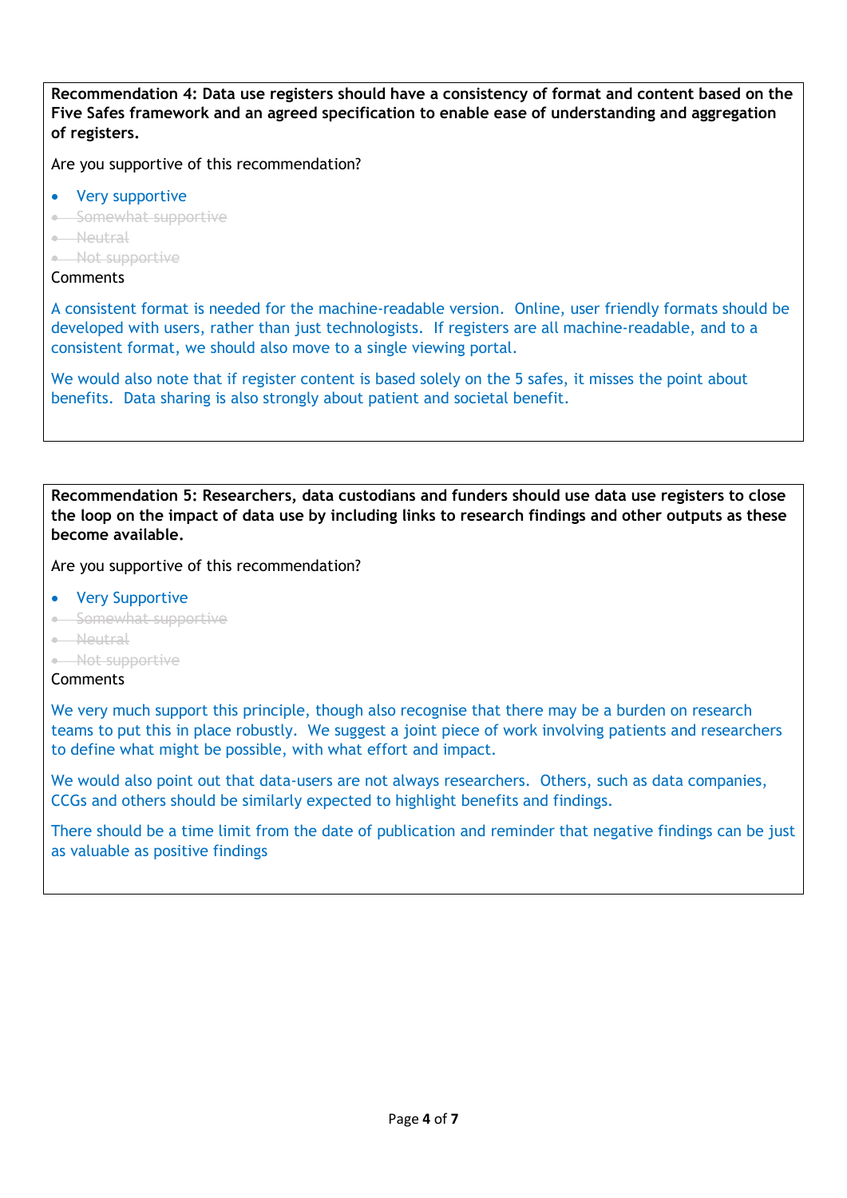**Recommendation 4: Data use registers should have a consistency of format and content based on the Five Safes framework and an agreed specification to enable ease of understanding and aggregation of registers.**

Are you supportive of this recommendation?

- Very supportive
- ~~Somewhat supportive~~
- ~~Neutral~~
- ~~Not supportive~~

Comments

A consistent format is needed for the machine-readable version. Online, user friendly formats should be developed with users, rather than just technologists. If registers are all machine-readable, and to a consistent format, we should also move to a single viewing portal.

We would also note that if register content is based solely on the 5 safes, it misses the point about benefits. Data sharing is also strongly about patient and societal benefit.

**Recommendation 5: Researchers, data custodians and funders should use data use registers to close the loop on the impact of data use by including links to research findings and other outputs as these become available.**

Are you supportive of this recommendation?

- Very Supportive
- ~~Somewhat supportive~~
- ~~Neutral~~
- ~~Not supportive~~

Comments

We very much support this principle, though also recognise that there may be a burden on research teams to put this in place robustly. We suggest a joint piece of work involving patients and researchers to define what might be possible, with what effort and impact.

We would also point out that data-users are not always researchers. Others, such as data companies, CCGs and others should be similarly expected to highlight benefits and findings.

There should be a time limit from the date of publication and reminder that negative findings can be just as valuable as positive findings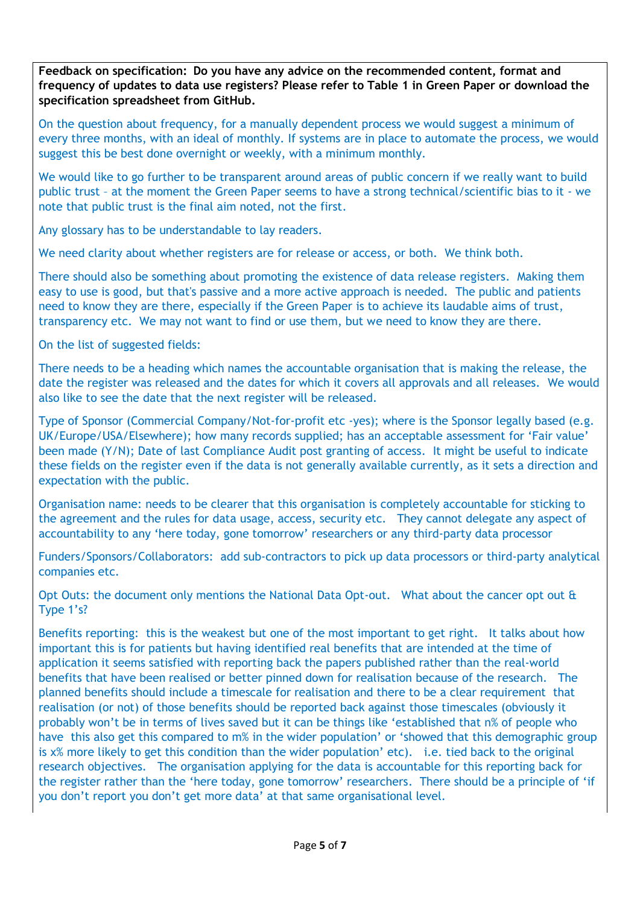**Feedback on specification: Do you have any advice on the recommended content, format and frequency of updates to data use registers? Please refer to Table 1 in Green Paper or download the specification spreadsheet from GitHub.**

On the question about frequency, for a manually dependent process we would suggest a minimum of every three months, with an ideal of monthly. If systems are in place to automate the process, we would suggest this be best done overnight or weekly, with a minimum monthly.

We would like to go further to be transparent around areas of public concern if we really want to build public trust – at the moment the Green Paper seems to have a strong technical/scientific bias to it - we note that public trust is the final aim noted, not the first.

Any glossary has to be understandable to lay readers.

We need clarity about whether registers are for release or access, or both. We think both.

There should also be something about promoting the existence of data release registers. Making them easy to use is good, but that's passive and a more active approach is needed. The public and patients need to know they are there, especially if the Green Paper is to achieve its laudable aims of trust, transparency etc. We may not want to find or use them, but we need to know they are there.

On the list of suggested fields:

There needs to be a heading which names the accountable organisation that is making the release, the date the register was released and the dates for which it covers all approvals and all releases. We would also like to see the date that the next register will be released.

Type of Sponsor (Commercial Company/Not-for-profit etc -yes); where is the Sponsor legally based (e.g. UK/Europe/USA/Elsewhere); how many records supplied; has an acceptable assessment for 'Fair value' been made (Y/N); Date of last Compliance Audit post granting of access. It might be useful to indicate these fields on the register even if the data is not generally available currently, as it sets a direction and expectation with the public.

Organisation name: needs to be clearer that this organisation is completely accountable for sticking to the agreement and the rules for data usage, access, security etc. They cannot delegate any aspect of accountability to any 'here today, gone tomorrow' researchers or any third-party data processor

Funders/Sponsors/Collaborators: add sub-contractors to pick up data processors or third-party analytical companies etc.

Opt Outs: the document only mentions the National Data Opt-out. What about the cancer opt out & Type 1's?

Benefits reporting: this is the weakest but one of the most important to get right. It talks about how important this is for patients but having identified real benefits that are intended at the time of application it seems satisfied with reporting back the papers published rather than the real-world benefits that have been realised or better pinned down for realisation because of the research. The planned benefits should include a timescale for realisation and there to be a clear requirement that realisation (or not) of those benefits should be reported back against those timescales (obviously it probably won't be in terms of lives saved but it can be things like 'established that n% of people who have this also get this compared to m% in the wider population' or 'showed that this demographic group is x% more likely to get this condition than the wider population' etc). i.e. tied back to the original research objectives. The organisation applying for the data is accountable for this reporting back for the register rather than the 'here today, gone tomorrow' researchers. There should be a principle of 'if you don't report you don't get more data' at that same organisational level.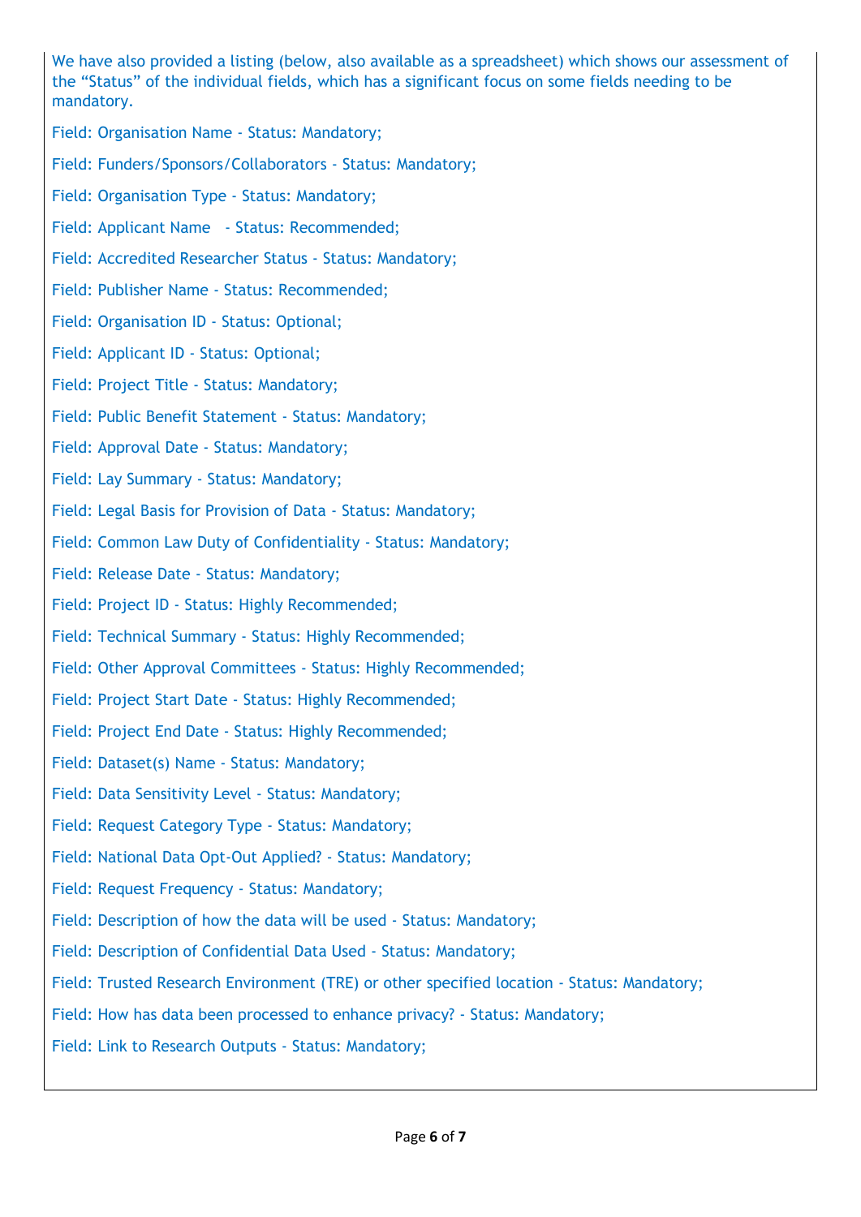We have also provided a listing (below, also available as a spreadsheet) which shows our assessment of the “Status” of the individual fields, which has a significant focus on some fields needing to be mandatory.

Field: Organisation Name - Status: Mandatory;

Field: Funders/Sponsors/Collaborators - Status: Mandatory;

Field: Organisation Type - Status: Mandatory;

Field: Applicant Name - Status: Recommended;

Field: Accredited Researcher Status - Status: Mandatory;

Field: Publisher Name - Status: Recommended;

Field: Organisation ID - Status: Optional;

Field: Applicant ID - Status: Optional;

Field: Project Title - Status: Mandatory;

Field: Public Benefit Statement - Status: Mandatory;

Field: Approval Date - Status: Mandatory;

Field: Lay Summary - Status: Mandatory;

Field: Legal Basis for Provision of Data - Status: Mandatory;

Field: Common Law Duty of Confidentiality - Status: Mandatory;

Field: Release Date - Status: Mandatory;

Field: Project ID - Status: Highly Recommended;

Field: Technical Summary - Status: Highly Recommended;

Field: Other Approval Committees - Status: Highly Recommended;

Field: Project Start Date - Status: Highly Recommended;

Field: Project End Date - Status: Highly Recommended;

Field: Dataset(s) Name - Status: Mandatory;

Field: Data Sensitivity Level - Status: Mandatory;

Field: Request Category Type - Status: Mandatory;

Field: National Data Opt-Out Applied? - Status: Mandatory;

Field: Request Frequency - Status: Mandatory;

Field: Description of how the data will be used - Status: Mandatory;

Field: Description of Confidential Data Used - Status: Mandatory;

Field: Trusted Research Environment (TRE) or other specified location - Status: Mandatory;

Field: How has data been processed to enhance privacy? - Status: Mandatory;

Field: Link to Research Outputs - Status: Mandatory;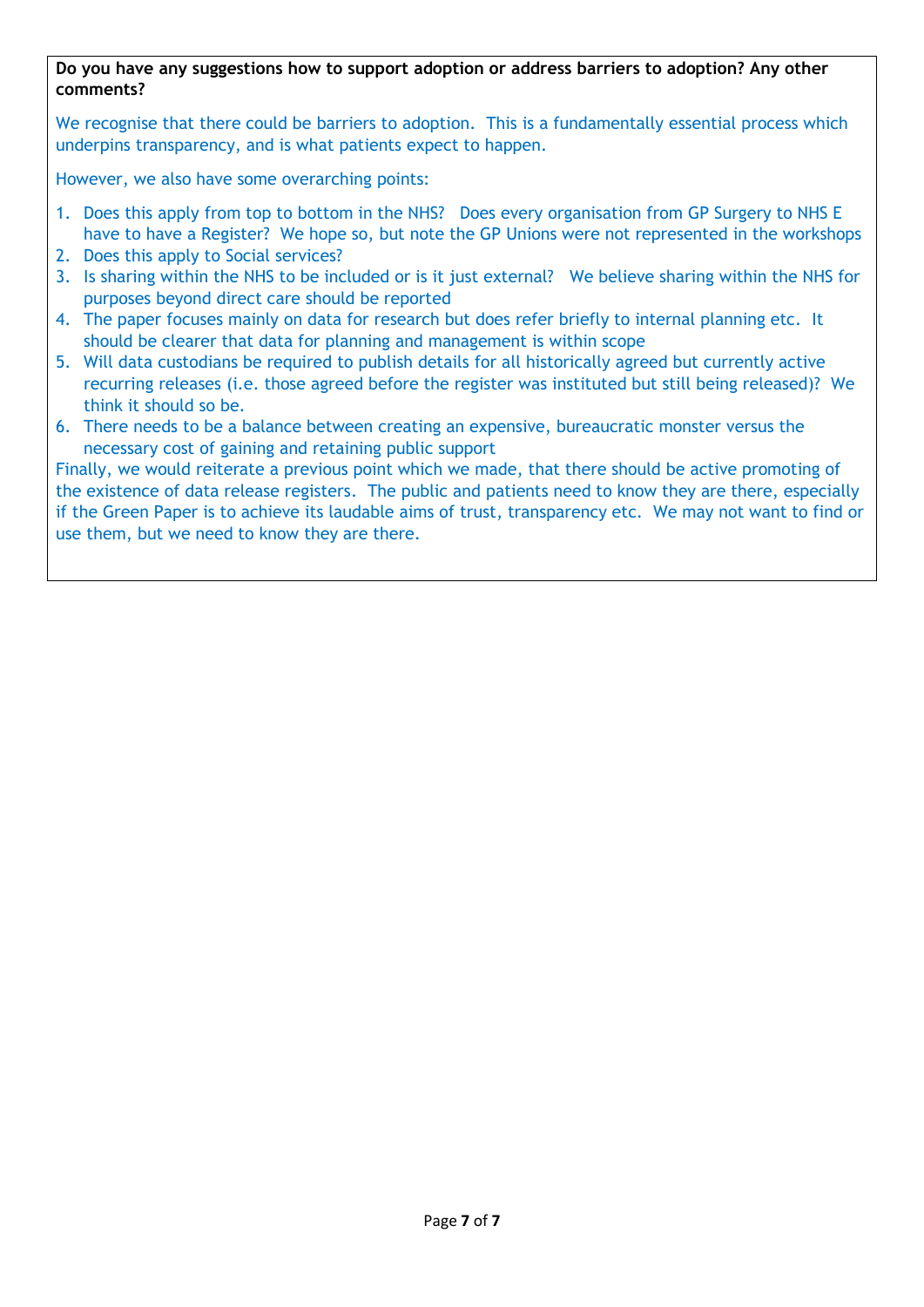**Do you have any suggestions how to support adoption or address barriers to adoption? Any other comments?**

We recognise that there could be barriers to adoption. This is a fundamentally essential process which underpins transparency, and is what patients expect to happen.

However, we also have some overarching points:

1. Does this apply from top to bottom in the NHS? Does every organisation from GP Surgery to NHS E have to have a Register? We hope so, but note the GP Unions were not represented in the workshops
2. Does this apply to Social services?
3. Is sharing within the NHS to be included or is it just external? We believe sharing within the NHS for purposes beyond direct care should be reported
4. The paper focuses mainly on data for research but does refer briefly to internal planning etc. It should be clearer that data for planning and management is within scope
5. Will data custodians be required to publish details for all historically agreed but currently active recurring releases (i.e. those agreed before the register was instituted but still being released)? We think it should so be.
6. There needs to be a balance between creating an expensive, bureaucratic monster versus the necessary cost of gaining and retaining public support

Finally, we would reiterate a previous point which we made, that there should be active promoting of the existence of data release registers. The public and patients need to know they are there, especially if the Green Paper is to achieve its laudable aims of trust, transparency etc. We may not want to find or use them, but we need to know they are there.